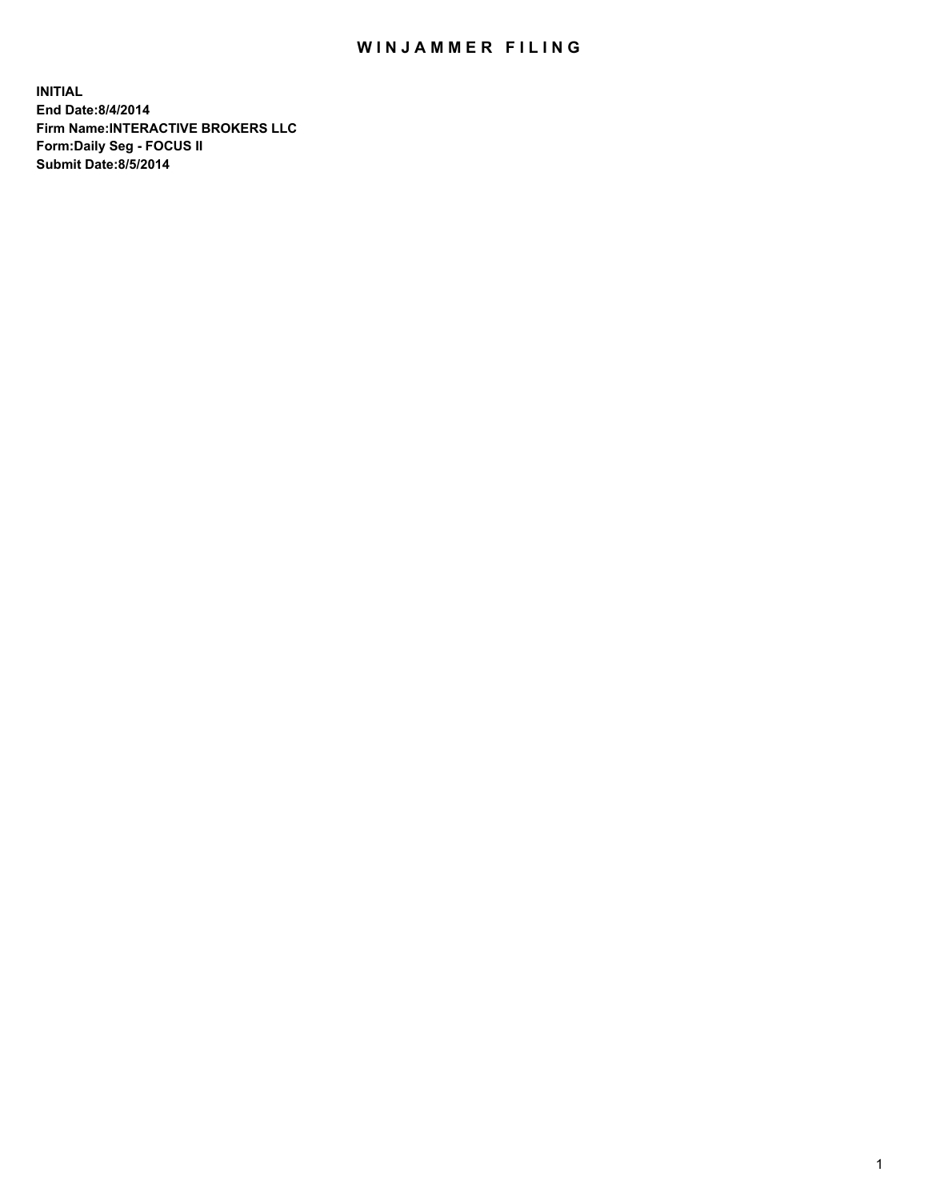# WINJAMMER FILING

**INITIAL**
**End Date:8/4/2014**
**Firm Name:INTERACTIVE BROKERS LLC**
**Form:Daily Seg - FOCUS II**
**Submit Date:8/5/2014**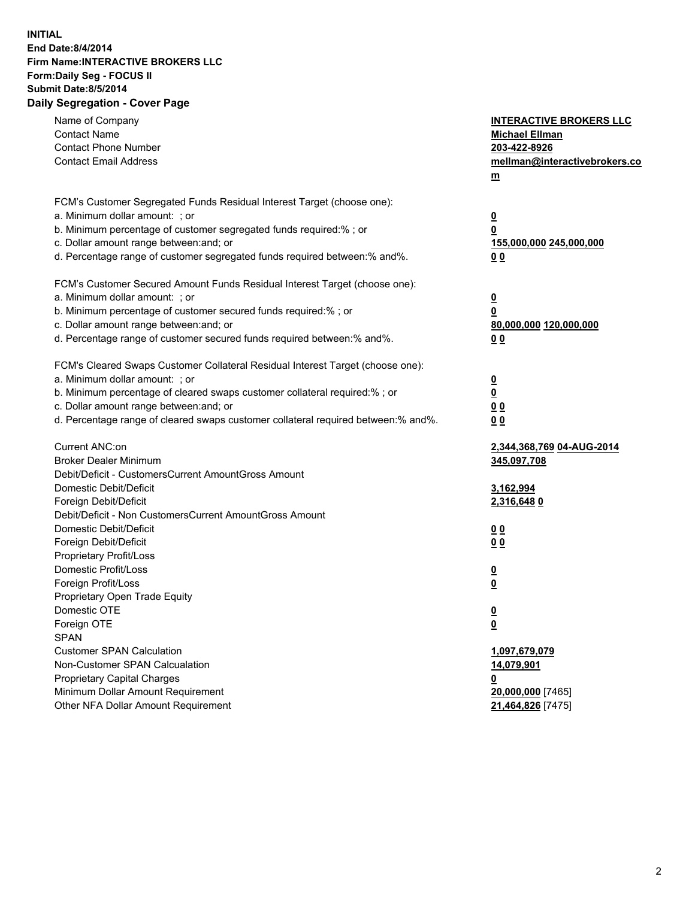**INITIAL**
**End Date:8/4/2014**
**Firm Name:INTERACTIVE BROKERS LLC**
**Form:Daily Seg - FOCUS II**
**Submit Date:8/5/2014**

## Daily Segregation - Cover Page

| | |
|---|---|
| Name of Company | **INTERACTIVE BROKERS LLC** |
| Contact Name | **Michael Ellman** |
| Contact Phone Number | **203-422-8926** |
| Contact Email Address | **mellman@interactivebrokers.com** |
| | |
| FCM's Customer Segregated Funds Residual Interest Target (choose one): | |
| a. Minimum dollar amount: ; or | **0** |
| b. Minimum percentage of customer segregated funds required:% ; or | **0** |
| c. Dollar amount range between:and; or | **155,000,000 245,000,000** |
| d. Percentage range of customer segregated funds required between:% and%. | **0 0** |
| | |
| FCM's Customer Secured Amount Funds Residual Interest Target (choose one): | |
| a. Minimum dollar amount: ; or | **0** |
| b. Minimum percentage of customer secured funds required:% ; or | **0** |
| c. Dollar amount range between:and; or | **80,000,000 120,000,000** |
| d. Percentage range of customer secured funds required between:% and%. | **0 0** |
| | |
| FCM's Cleared Swaps Customer Collateral Residual Interest Target (choose one): | |
| a. Minimum dollar amount: ; or | **0** |
| b. Minimum percentage of cleared swaps customer collateral required:% ; or | **0** |
| c. Dollar amount range between:and; or | **0 0** |
| d. Percentage range of cleared swaps customer collateral required between:% and%. | **0 0** |
| | |
| Current ANC:on | **2,344,368,769 04-AUG-2014** |
| Broker Dealer Minimum | **345,097,708** |
| Debit/Deficit - CustomersCurrent AmountGross Amount | |
| Domestic Debit/Deficit | **3,162,994** |
| Foreign Debit/Deficit | **2,316,648 0** |
| Debit/Deficit - Non CustomersCurrent AmountGross Amount | |
| Domestic Debit/Deficit | **0 0** |
| Foreign Debit/Deficit | **0 0** |
| Proprietary Profit/Loss | |
| Domestic Profit/Loss | **0** |
| Foreign Profit/Loss | **0** |
| Proprietary Open Trade Equity | |
| Domestic OTE | **0** |
| Foreign OTE | **0** |
| SPAN | |
| Customer SPAN Calculation | **1,097,679,079** |
| Non-Customer SPAN Calcualation | **14,079,901** |
| Proprietary Capital Charges | **0** |
| Minimum Dollar Amount Requirement | **20,000,000** [7465] |
| Other NFA Dollar Amount Requirement | **21,464,826** [7475] |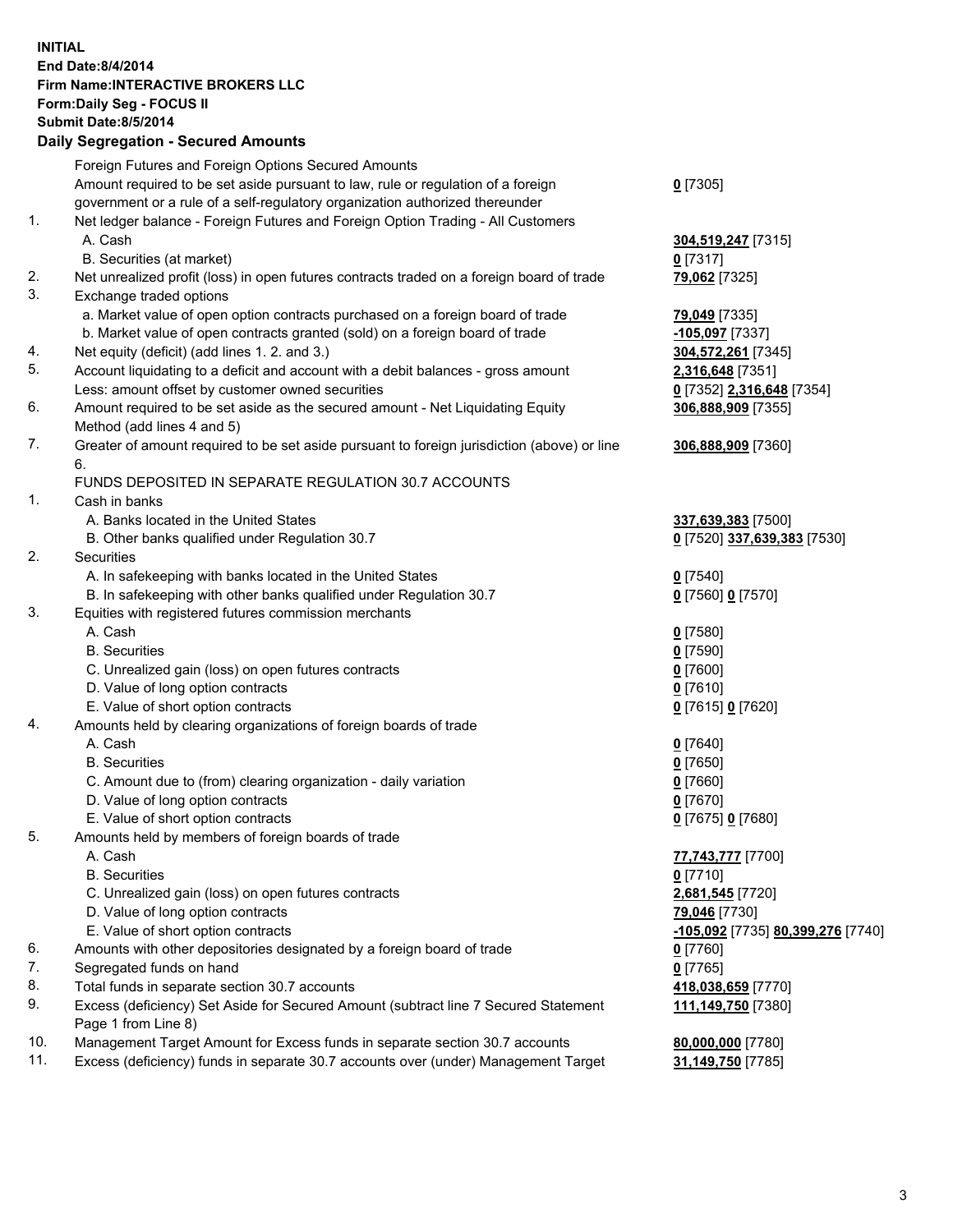**INITIAL**
**End Date:8/4/2014**
**Firm Name:INTERACTIVE BROKERS LLC**
**Form:Daily Seg - FOCUS II**
**Submit Date:8/5/2014**
**Daily Segregation - Secured Amounts**

| | | |
|---|---|---|
| | Foreign Futures and Foreign Options Secured Amounts | |
| | Amount required to be set aside pursuant to law, rule or regulation of a foreign government or a rule of a self-regulatory organization authorized thereunder | **0** [7305] |
| 1. | Net ledger balance - Foreign Futures and Foreign Option Trading - All Customers | |
| | A. Cash | **304,519,247** [7315] |
| | B. Securities (at market) | **0** [7317] |
| 2. | Net unrealized profit (loss) in open futures contracts traded on a foreign board of trade | **79,062** [7325] |
| 3. | Exchange traded options | |
| | a. Market value of open option contracts purchased on a foreign board of trade | **79,049** [7335] |
| | b. Market value of open contracts granted (sold) on a foreign board of trade | **-105,097** [7337] |
| 4. | Net equity (deficit) (add lines 1. 2. and 3.) | **304,572,261** [7345] |
| 5. | Account liquidating to a deficit and account with a debit balances - gross amount | **2,316,648** [7351] |
| | Less: amount offset by customer owned securities | **0** [7352] **2,316,648** [7354] |
| 6. | Amount required to be set aside as the secured amount - Net Liquidating Equity Method (add lines 4 and 5) | **306,888,909** [7355] |
| 7. | Greater of amount required to be set aside pursuant to foreign jurisdiction (above) or line 6. | **306,888,909** [7360] |
| | FUNDS DEPOSITED IN SEPARATE REGULATION 30.7 ACCOUNTS | |
| 1. | Cash in banks | |
| | A. Banks located in the United States | **337,639,383** [7500] |
| | B. Other banks qualified under Regulation 30.7 | **0** [7520] **337,639,383** [7530] |
| 2. | Securities | |
| | A. In safekeeping with banks located in the United States | **0** [7540] |
| | B. In safekeeping with other banks qualified under Regulation 30.7 | **0** [7560] **0** [7570] |
| 3. | Equities with registered futures commission merchants | |
| | A. Cash | **0** [7580] |
| | B. Securities | **0** [7590] |
| | C. Unrealized gain (loss) on open futures contracts | **0** [7600] |
| | D. Value of long option contracts | **0** [7610] |
| | E. Value of short option contracts | **0** [7615] **0** [7620] |
| 4. | Amounts held by clearing organizations of foreign boards of trade | |
| | A. Cash | **0** [7640] |
| | B. Securities | **0** [7650] |
| | C. Amount due to (from) clearing organization - daily variation | **0** [7660] |
| | D. Value of long option contracts | **0** [7670] |
| | E. Value of short option contracts | **0** [7675] **0** [7680] |
| 5. | Amounts held by members of foreign boards of trade | |
| | A. Cash | **77,743,777** [7700] |
| | B. Securities | **0** [7710] |
| | C. Unrealized gain (loss) on open futures contracts | **2,681,545** [7720] |
| | D. Value of long option contracts | **79,046** [7730] |
| | E. Value of short option contracts | **-105,092** [7735] **80,399,276** [7740] |
| 6. | Amounts with other depositories designated by a foreign board of trade | **0** [7760] |
| 7. | Segregated funds on hand | **0** [7765] |
| 8. | Total funds in separate section 30.7 accounts | **418,038,659** [7770] |
| 9. | Excess (deficiency) Set Aside for Secured Amount (subtract line 7 Secured Statement Page 1 from Line 8) | **111,149,750** [7380] |
| 10. | Management Target Amount for Excess funds in separate section 30.7 accounts | **80,000,000** [7780] |
| 11. | Excess (deficiency) funds in separate 30.7 accounts over (under) Management Target | **31,149,750** [7785] |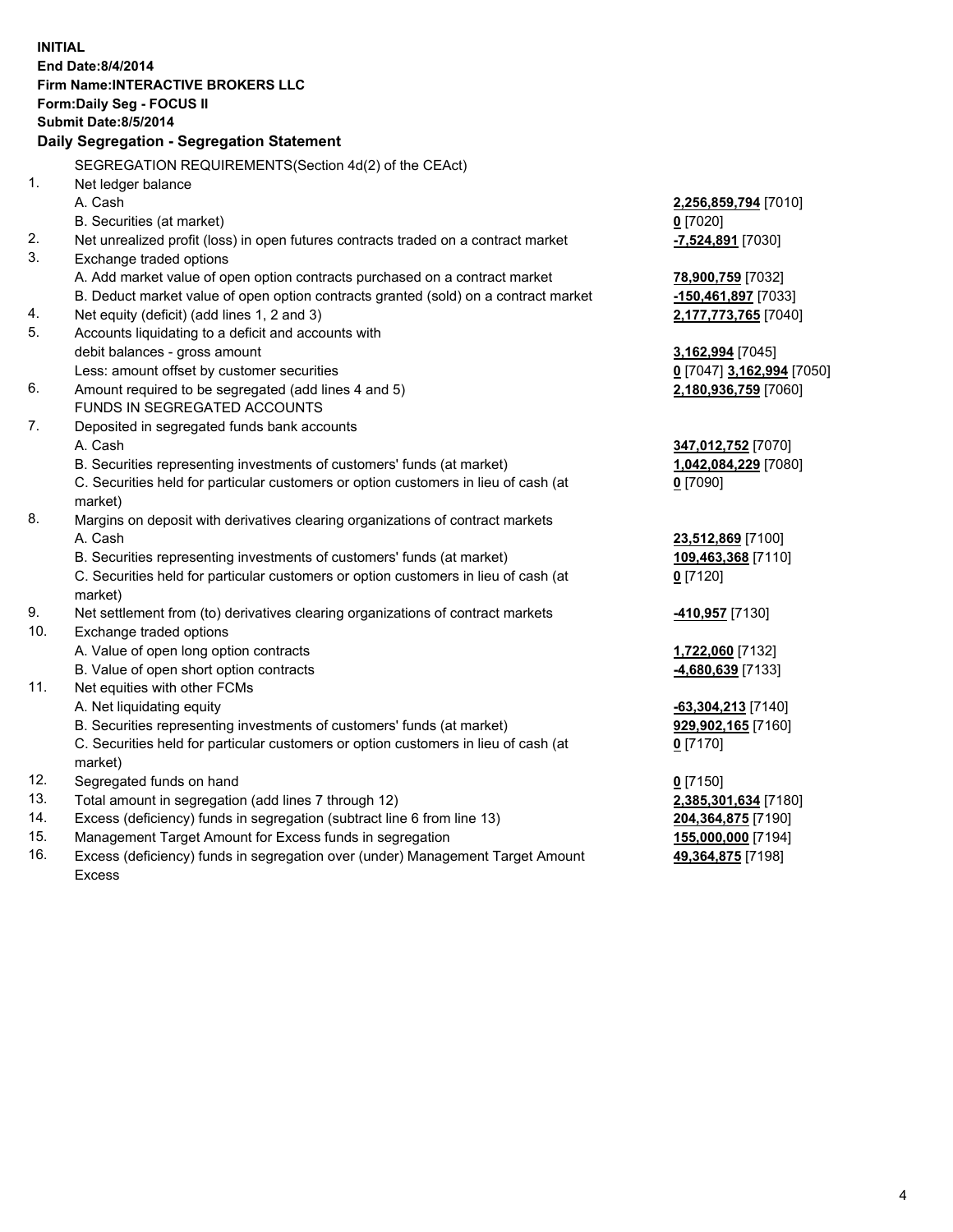**INITIAL**
**End Date:8/4/2014**
**Firm Name:INTERACTIVE BROKERS LLC**
**Form:Daily Seg - FOCUS II**
**Submit Date:8/5/2014**

## Daily Segregation - Segregation Statement

| | | |
|---|---|---|
| | SEGREGATION REQUIREMENTS(Section 4d(2) of the CEAct) | |
| 1. | Net ledger balance | |
| | A. Cash | **2,256,859,794** [7010] |
| | B. Securities (at market) | **0** [7020] |
| 2. | Net unrealized profit (loss) in open futures contracts traded on a contract market | **-7,524,891** [7030] |
| 3. | Exchange traded options | |
| | A. Add market value of open option contracts purchased on a contract market | **78,900,759** [7032] |
| | B. Deduct market value of open option contracts granted (sold) on a contract market | **-150,461,897** [7033] |
| 4. | Net equity (deficit) (add lines 1, 2 and 3) | **2,177,773,765** [7040] |
| 5. | Accounts liquidating to a deficit and accounts with | |
| | debit balances - gross amount | **3,162,994** [7045] |
| | Less: amount offset by customer securities | **0** [7047] **3,162,994** [7050] |
| 6. | Amount required to be segregated (add lines 4 and 5) | **2,180,936,759** [7060] |
| | FUNDS IN SEGREGATED ACCOUNTS | |
| 7. | Deposited in segregated funds bank accounts | |
| | A. Cash | **347,012,752** [7070] |
| | B. Securities representing investments of customers' funds (at market) | **1,042,084,229** [7080] |
| | C. Securities held for particular customers or option customers in lieu of cash (at market) | **0** [7090] |
| 8. | Margins on deposit with derivatives clearing organizations of contract markets | |
| | A. Cash | **23,512,869** [7100] |
| | B. Securities representing investments of customers' funds (at market) | **109,463,368** [7110] |
| | C. Securities held for particular customers or option customers in lieu of cash (at market) | **0** [7120] |
| 9. | Net settlement from (to) derivatives clearing organizations of contract markets | **-410,957** [7130] |
| 10. | Exchange traded options | |
| | A. Value of open long option contracts | **1,722,060** [7132] |
| | B. Value of open short option contracts | **-4,680,639** [7133] |
| 11. | Net equities with other FCMs | |
| | A. Net liquidating equity | **-63,304,213** [7140] |
| | B. Securities representing investments of customers' funds (at market) | **929,902,165** [7160] |
| | C. Securities held for particular customers or option customers in lieu of cash (at market) | **0** [7170] |
| 12. | Segregated funds on hand | **0** [7150] |
| 13. | Total amount in segregation (add lines 7 through 12) | **2,385,301,634** [7180] |
| 14. | Excess (deficiency) funds in segregation (subtract line 6 from line 13) | **204,364,875** [7190] |
| 15. | Management Target Amount for Excess funds in segregation | **155,000,000** [7194] |
| 16. | Excess (deficiency) funds in segregation over (under) Management Target Amount Excess | **49,364,875** [7198] |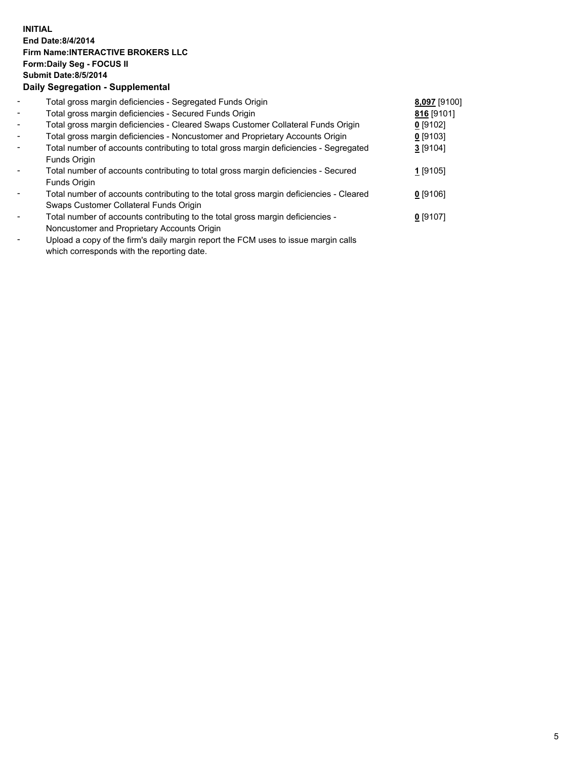**INITIAL**
**End Date:8/4/2014**
**Firm Name:INTERACTIVE BROKERS LLC**
**Form:Daily Seg - FOCUS II**
**Submit Date:8/5/2014**
**Daily Segregation - Supplemental**

| | | |
|---|---|---|
| - | Total gross margin deficiencies - Segregated Funds Origin | **8,097** [9100] |
| - | Total gross margin deficiencies - Secured Funds Origin | **816** [9101] |
| - | Total gross margin deficiencies - Cleared Swaps Customer Collateral Funds Origin | **0** [9102] |
| - | Total gross margin deficiencies - Noncustomer and Proprietary Accounts Origin | **0** [9103] |
| - | Total number of accounts contributing to total gross margin deficiencies - Segregated Funds Origin | **3** [9104] |
| - | Total number of accounts contributing to total gross margin deficiencies - Secured Funds Origin | **1** [9105] |
| - | Total number of accounts contributing to the total gross margin deficiencies - Cleared Swaps Customer Collateral Funds Origin | **0** [9106] |
| - | Total number of accounts contributing to the total gross margin deficiencies - Noncustomer and Proprietary Accounts Origin | **0** [9107] |
| - | Upload a copy of the firm's daily margin report the FCM uses to issue margin calls which corresponds with the reporting date. | |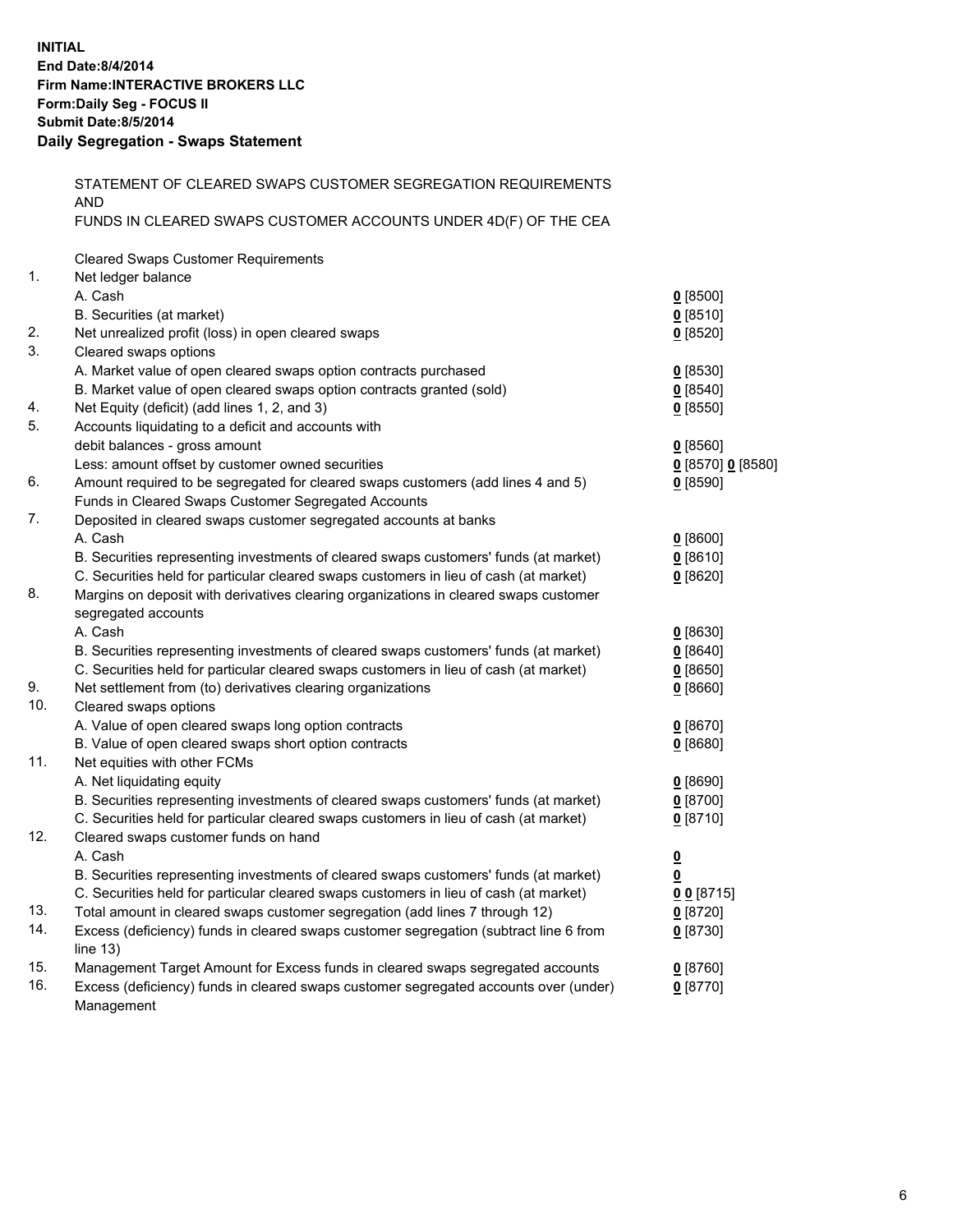**INITIAL**
**End Date:8/4/2014**
**Firm Name:INTERACTIVE BROKERS LLC**
**Form:Daily Seg - FOCUS II**
**Submit Date:8/5/2014**
**Daily Segregation - Swaps Statement**

STATEMENT OF CLEARED SWAPS CUSTOMER SEGREGATION REQUIREMENTS AND FUNDS IN CLEARED SWAPS CUSTOMER ACCOUNTS UNDER 4D(F) OF THE CEA

| | | |
|---|---|---|
| | Cleared Swaps Customer Requirements | |
| 1. | Net ledger balance | |
| | A. Cash | 0 [8500] |
| | B. Securities (at market) | 0 [8510] |
| 2. | Net unrealized profit (loss) in open cleared swaps | 0 [8520] |
| 3. | Cleared swaps options | |
| | A. Market value of open cleared swaps option contracts purchased | 0 [8530] |
| | B. Market value of open cleared swaps option contracts granted (sold) | 0 [8540] |
| 4. | Net Equity (deficit) (add lines 1, 2, and 3) | 0 [8550] |
| 5. | Accounts liquidating to a deficit and accounts with | |
| | debit balances - gross amount | 0 [8560] |
| | Less: amount offset by customer owned securities | 0 [8570] 0 [8580] |
| 6. | Amount required to be segregated for cleared swaps customers (add lines 4 and 5) | 0 [8590] |
| | Funds in Cleared Swaps Customer Segregated Accounts | |
| 7. | Deposited in cleared swaps customer segregated accounts at banks | |
| | A. Cash | 0 [8600] |
| | B. Securities representing investments of cleared swaps customers' funds (at market) | 0 [8610] |
| | C. Securities held for particular cleared swaps customers in lieu of cash (at market) | 0 [8620] |
| 8. | Margins on deposit with derivatives clearing organizations in cleared swaps customer segregated accounts | |
| | A. Cash | 0 [8630] |
| | B. Securities representing investments of cleared swaps customers' funds (at market) | 0 [8640] |
| | C. Securities held for particular cleared swaps customers in lieu of cash (at market) | 0 [8650] |
| 9. | Net settlement from (to) derivatives clearing organizations | 0 [8660] |
| 10. | Cleared swaps options | |
| | A. Value of open cleared swaps long option contracts | 0 [8670] |
| | B. Value of open cleared swaps short option contracts | 0 [8680] |
| 11. | Net equities with other FCMs | |
| | A. Net liquidating equity | 0 [8690] |
| | B. Securities representing investments of cleared swaps customers' funds (at market) | 0 [8700] |
| | C. Securities held for particular cleared swaps customers in lieu of cash (at market) | 0 [8710] |
| 12. | Cleared swaps customer funds on hand | |
| | A. Cash | 0 |
| | B. Securities representing investments of cleared swaps customers' funds (at market) | 0 |
| | C. Securities held for particular cleared swaps customers in lieu of cash (at market) | 0 0 [8715] |
| 13. | Total amount in cleared swaps customer segregation (add lines 7 through 12) | 0 [8720] |
| 14. | Excess (deficiency) funds in cleared swaps customer segregation (subtract line 6 from line 13) | 0 [8730] |
| 15. | Management Target Amount for Excess funds in cleared swaps segregated accounts | 0 [8760] |
| 16. | Excess (deficiency) funds in cleared swaps customer segregated accounts over (under) Management | 0 [8770] |